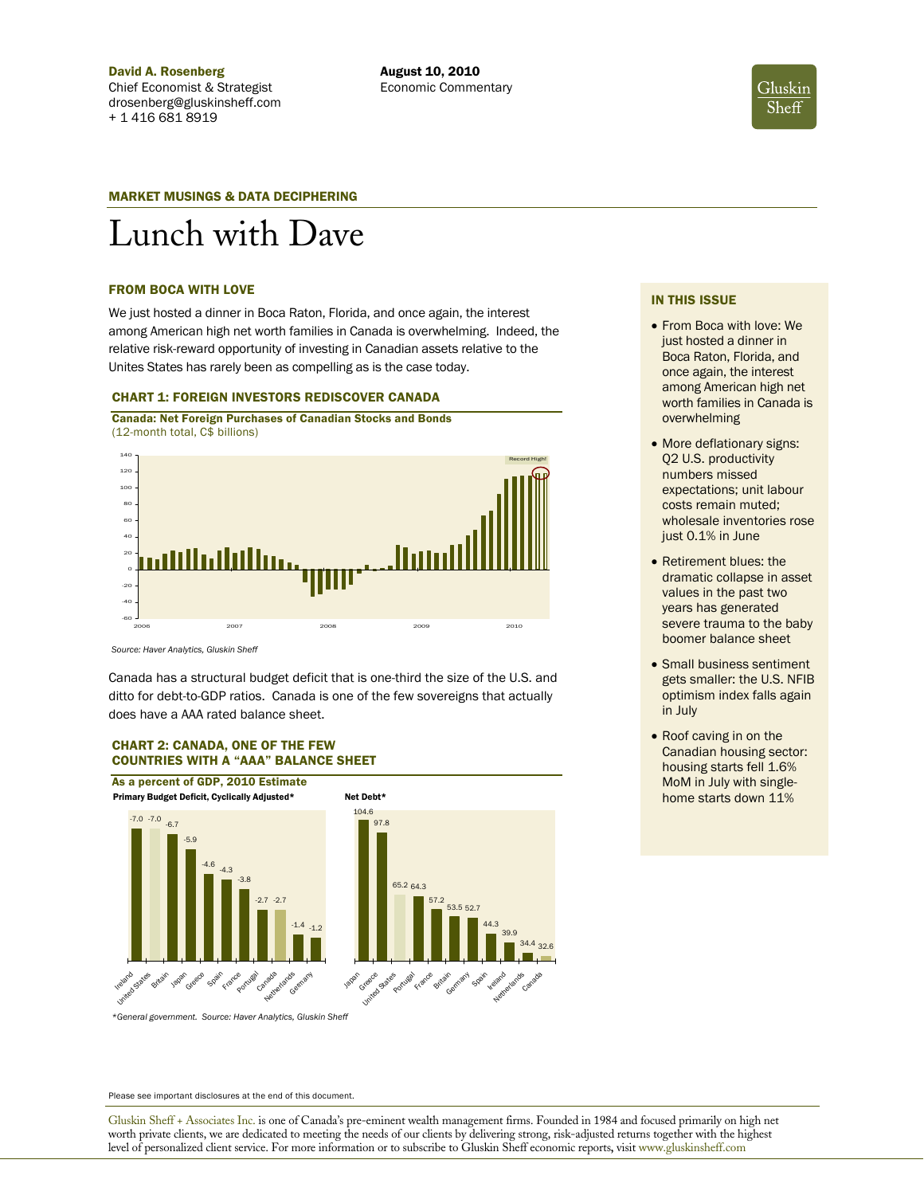**David A. Rosenberg**
Chief Economist & Strategist
drosenberg@gluskinsheff.com
+ 1 416 681 8919

**August 10, 2010**
Economic Commentary

### MARKET MUSINGS & DATA DECIPHERING

# Lunch with Dave

### FROM BOCA WITH LOVE

We just hosted a dinner in Boca Raton, Florida, and once again, the interest among American high net worth families in Canada is overwhelming. Indeed, the relative risk-reward opportunity of investing in Canadian assets relative to the Unites States has rarely been as compelling as is the case today.

**CHART 1: FOREIGN INVESTORS REDISCOVER CANADA**

**Canada: Net Foreign Purchases of Canadian Stocks and Bonds**
(12-month total, C$ billions)

Record High!

*Source: Haver Analytics, Gluskin Sheff*

Canada has a structural budget deficit that is one-third the size of the U.S. and ditto for debt-to-GDP ratios. Canada is one of the few sovereigns that actually does have a AAA rated balance sheet.

**CHART 2: CANADA, ONE OF THE FEW COUNTRIES WITH A "AAA" BALANCE SHEET**

**As a percent of GDP, 2010 Estimate**

**Primary Budget Deficit, Cyclically Adjusted***

| Country | Value |
|---|---|
| Ireland | -7.0 |
| United States | -7.0 |
| Britain | -6.7 |
| Japan | -5.9 |
| Greece | -4.6 |
| Spain | -4.3 |
| France | -3.8 |
| Portugal | -2.7 |
| Canada | -2.7 |
| Netherlands | -1.4 |
| Germany | -1.2 |

**Net Debt***

| Country | Value |
|---|---|
| Japan | 104.6 |
| Greece | 97.8 |
| United States | 65.2 |
| Portugal | 64.3 |
| France | 57.2 |
| Britain | 53.5 |
| Germany | 52.7 |
| Spain | 44.3 |
| Ireland | 39.9 |
| Netherlands | 34.4 |
| Canada | 32.6 |

*\*General government. Source: Haver Analytics, Gluskin Sheff*

### IN THIS ISSUE

- From Boca with love: We just hosted a dinner in Boca Raton, Florida, and once again, the interest among American high net worth families in Canada is overwhelming
- More deflationary signs: Q2 U.S. productivity numbers missed expectations; unit labour costs remain muted; wholesale inventories rose just 0.1% in June
- Retirement blues: the dramatic collapse in asset values in the past two years has generated severe trauma to the baby boomer balance sheet
- Small business sentiment gets smaller: the U.S. NFIB optimism index falls again in July
- Roof caving in on the Canadian housing sector: housing starts fell 1.6% MoM in July with single-home starts down 11%

Please see important disclosures at the end of this document.

Gluskin Sheff + Associates Inc. is one of Canada's pre-eminent wealth management firms. Founded in 1984 and focused primarily on high net worth private clients, we are dedicated to meeting the needs of our clients by delivering strong, risk-adjusted returns together with the highest level of personalized client service. For more information or to subscribe to Gluskin Sheff economic reports, visit www.gluskinsheff.com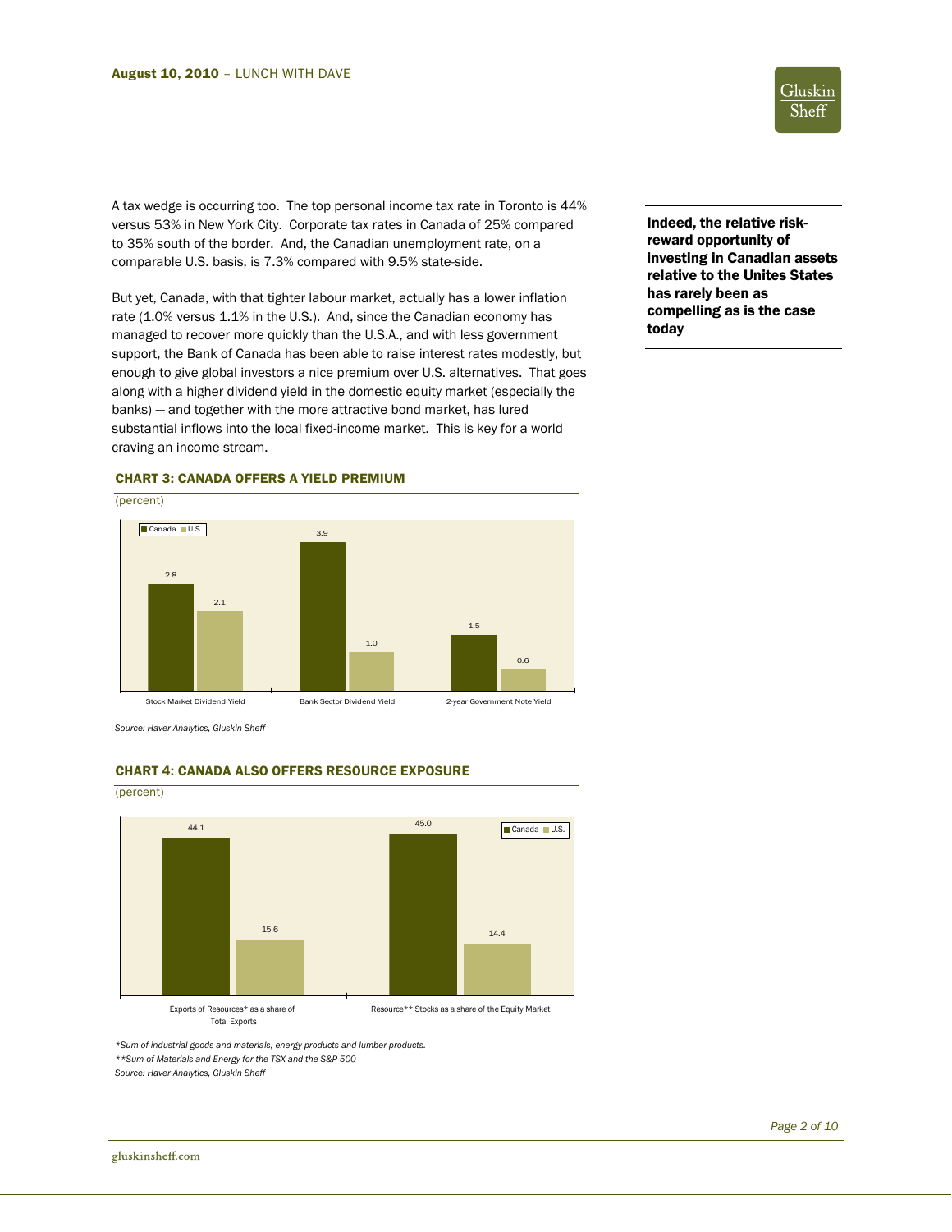A tax wedge is occurring too. The top personal income tax rate in Toronto is 44% versus 53% in New York City. Corporate tax rates in Canada of 25% compared to 35% south of the border. And, the Canadian unemployment rate, on a comparable U.S. basis, is 7.3% compared with 9.5% state-side.

**Indeed, the relative risk-reward opportunity of investing in Canadian assets relative to the Unites States has rarely been as compelling as is the case today**

But yet, Canada, with that tighter labour market, actually has a lower inflation rate (1.0% versus 1.1% in the U.S.). And, since the Canadian economy has managed to recover more quickly than the U.S.A., and with less government support, the Bank of Canada has been able to raise interest rates modestly, but enough to give global investors a nice premium over U.S. alternatives. That goes along with a higher dividend yield in the domestic equity market (especially the banks) — and together with the more attractive bond market, has lured substantial inflows into the local fixed-income market. This is key for a world craving an income stream.

### CHART 3: CANADA OFFERS A YIELD PREMIUM

(percent)

| | Canada | U.S. |
|---|---|---|
| Stock Market Dividend Yield | 2.8 | 2.1 |
| Bank Sector Dividend Yield | 3.9 | 1.0 |
| 2-year Government Note Yield | 1.5 | 0.6 |

*Source: Haver Analytics, Gluskin Sheff*

### CHART 4: CANADA ALSO OFFERS RESOURCE EXPOSURE

(percent)

| | Canada | U.S. |
|---|---|---|
| Exports of Resources* as a share of Total Exports | 44.1 | 15.6 |
| Resource** Stocks as a share of the Equity Market | 45.0 | 14.4 |

*\*Sum of industrial goods and materials, energy products and lumber products.*

*\*\*Sum of Materials and Energy for the TSX and the S&P 500*

*Source: Haver Analytics, Gluskin Sheff*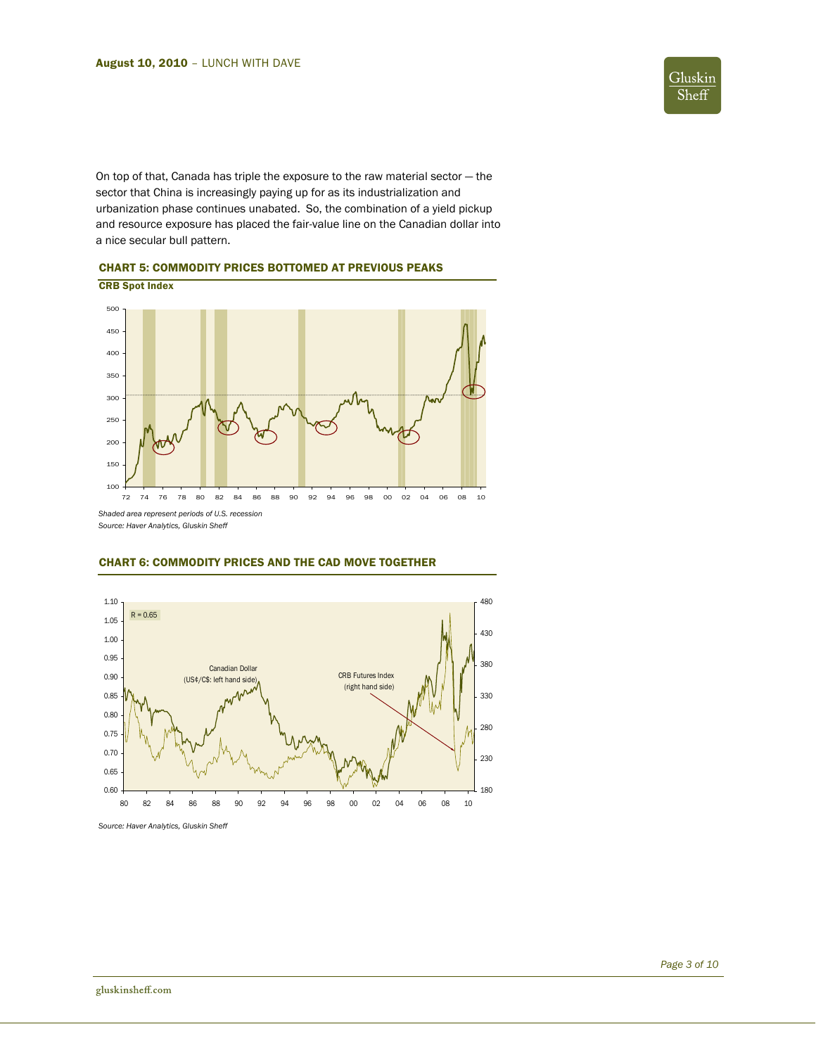On top of that, Canada has triple the exposure to the raw material sector — the sector that China is increasingly paying up for as its industrialization and urbanization phase continues unabated. So, the combination of a yield pickup and resource exposure has placed the fair-value line on the Canadian dollar into a nice secular bull pattern.

### CHART 5: COMMODITY PRICES BOTTOMED AT PREVIOUS PEAKS

**CRB Spot Index**

*Shaded area represent periods of U.S. recession*
*Source: Haver Analytics, Gluskin Sheff*

### CHART 6: COMMODITY PRICES AND THE CAD MOVE TOGETHER

*Source: Haver Analytics, Gluskin Sheff*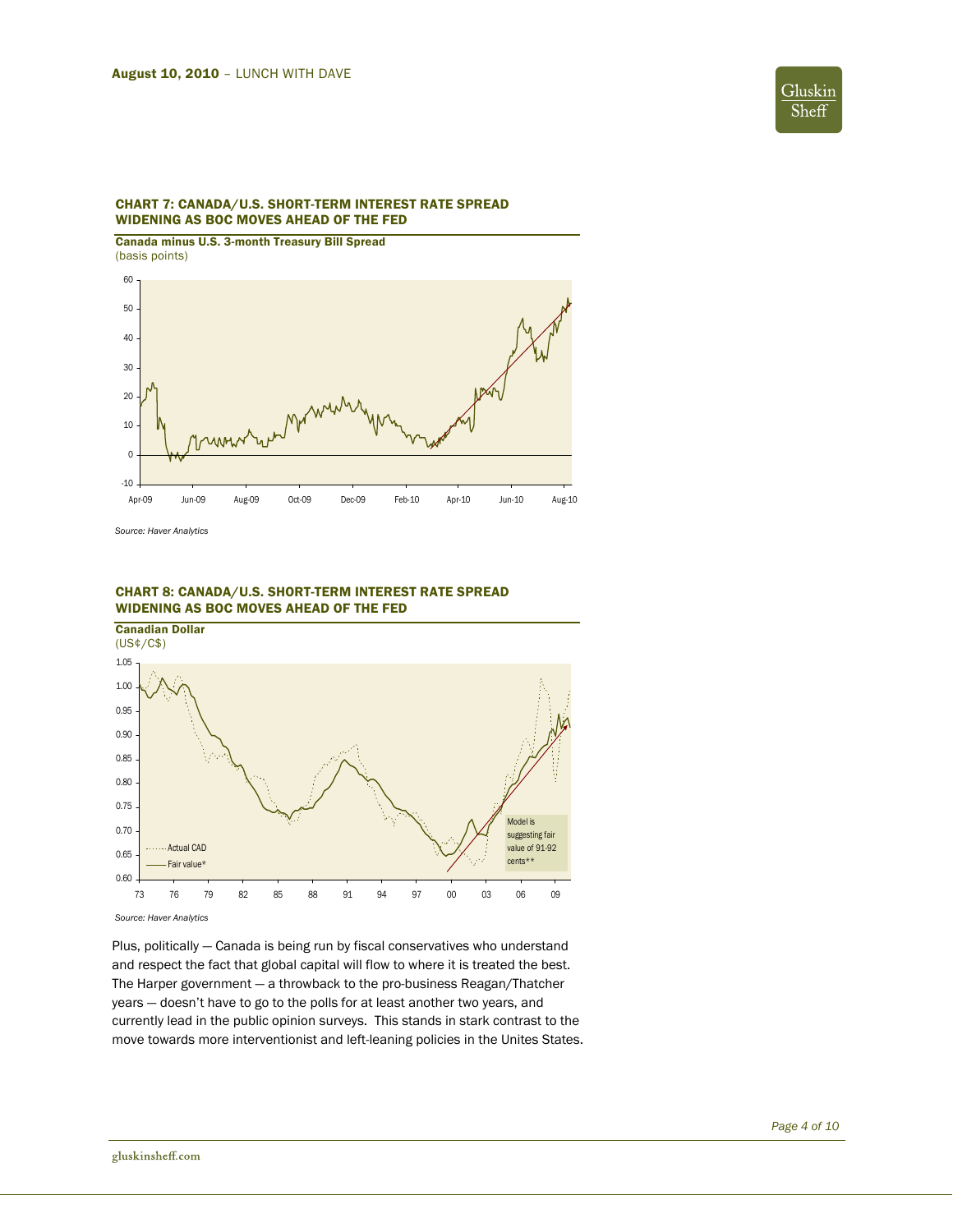### CHART 7: CANADA/U.S. SHORT-TERM INTEREST RATE SPREAD WIDENING AS BOC MOVES AHEAD OF THE FED

**Canada minus U.S. 3-month Treasury Bill Spread**
(basis points)

*Source: Haver Analytics*

### CHART 8: CANADA/U.S. SHORT-TERM INTEREST RATE SPREAD WIDENING AS BOC MOVES AHEAD OF THE FED

**Canadian Dollar**
(US¢/C$)

Model is suggesting fair value of 91-92 cents**

Actual CAD
Fair value*

*Source: Haver Analytics*

Plus, politically — Canada is being run by fiscal conservatives who understand and respect the fact that global capital will flow to where it is treated the best. The Harper government — a throwback to the pro-business Reagan/Thatcher years — doesn't have to go to the polls for at least another two years, and currently lead in the public opinion surveys. This stands in stark contrast to the move towards more interventionist and left-leaning policies in the Unites States.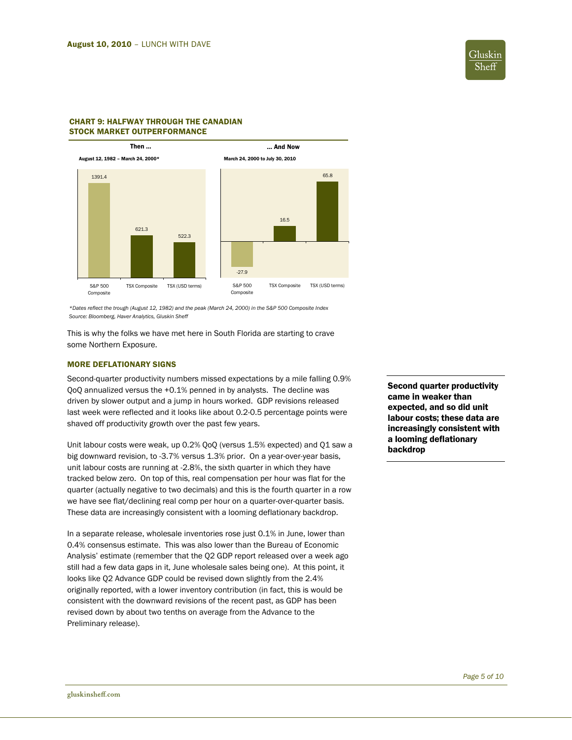#### CHART 9: HALFWAY THROUGH THE CANADIAN STOCK MARKET OUTPERFORMANCE

**Then …**

August 12, 1982 – March 24, 2000*

| | S&P 500 Composite | TSX Composite | TSX (USD terms) |
|---|---|---|---|
| Then | 1391.4 | 621.3 | 522.3 |

**… And Now**

March 24, 2000 to July 30, 2010

| | S&P 500 Composite | TSX Composite | TSX (USD terms) |
|---|---|---|---|
| And Now | -27.9 | 16.5 | 65.8 |

*\*Dates reflect the trough (August 12, 1982) and the peak (March 24, 2000) in the S&P 500 Composite Index*
*Source: Bloomberg, Haver Analytics, Gluskin Sheff*

This is why the folks we have met here in South Florida are starting to crave some Northern Exposure.

### MORE DEFLATIONARY SIGNS

Second-quarter productivity numbers missed expectations by a mile falling 0.9% QoQ annualized versus the +0.1% penned in by analysts. The decline was driven by slower output and a jump in hours worked. GDP revisions released last week were reflected and it looks like about 0.2-0.5 percentage points were shaved off productivity growth over the past few years.

**Second quarter productivity came in weaker than expected, and so did unit labour costs; these data are increasingly consistent with a looming deflationary backdrop**

Unit labour costs were weak, up 0.2% QoQ (versus 1.5% expected) and Q1 saw a big downward revision, to -3.7% versus 1.3% prior. On a year-over-year basis, unit labour costs are running at -2.8%, the sixth quarter in which they have tracked below zero. On top of this, real compensation per hour was flat for the quarter (actually negative to two decimals) and this is the fourth quarter in a row we have see flat/declining real comp per hour on a quarter-over-quarter basis. These data are increasingly consistent with a looming deflationary backdrop.

In a separate release, wholesale inventories rose just 0.1% in June, lower than 0.4% consensus estimate. This was also lower than the Bureau of Economic Analysis' estimate (remember that the Q2 GDP report released over a week ago still had a few data gaps in it, June wholesale sales being one). At this point, it looks like Q2 Advance GDP could be revised down slightly from the 2.4% originally reported, with a lower inventory contribution (in fact, this is would be consistent with the downward revisions of the recent past, as GDP has been revised down by about two tenths on average from the Advance to the Preliminary release).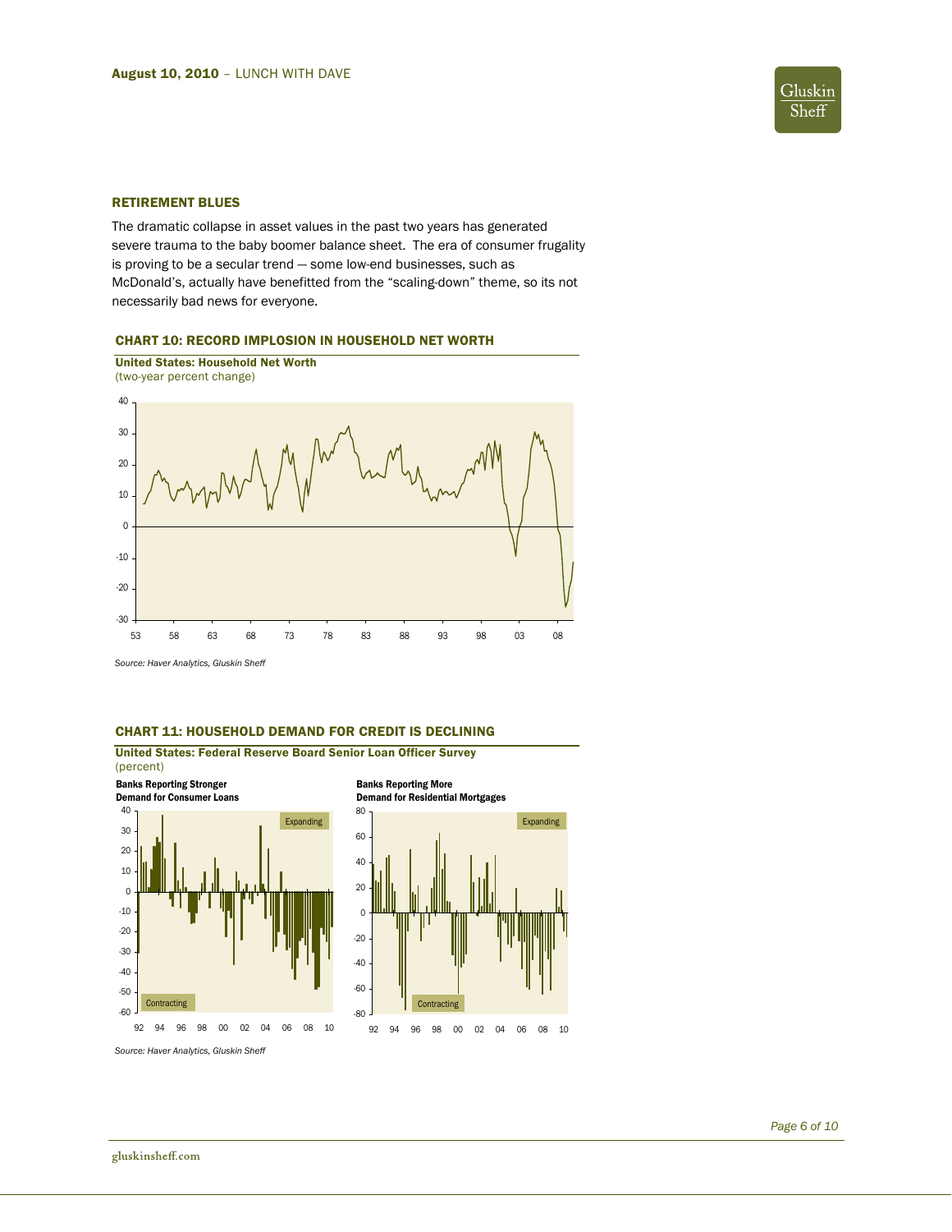### RETIREMENT BLUES

The dramatic collapse in asset values in the past two years has generated severe trauma to the baby boomer balance sheet. The era of consumer frugality is proving to be a secular trend — some low-end businesses, such as McDonald's, actually have benefitted from the "scaling-down" theme, so its not necessarily bad news for everyone.

**CHART 10: RECORD IMPLOSION IN HOUSEHOLD NET WORTH**

**United States: Household Net Worth**
(two-year percent change)

*Source: Haver Analytics, Gluskin Sheff*

**CHART 11: HOUSEHOLD DEMAND FOR CREDIT IS DECLINING**

**United States: Federal Reserve Board Senior Loan Officer Survey**
(percent)

**Banks Reporting Stronger Demand for Consumer Loans**

**Banks Reporting More Demand for Residential Mortgages**

*Source: Haver Analytics, Gluskin Sheff*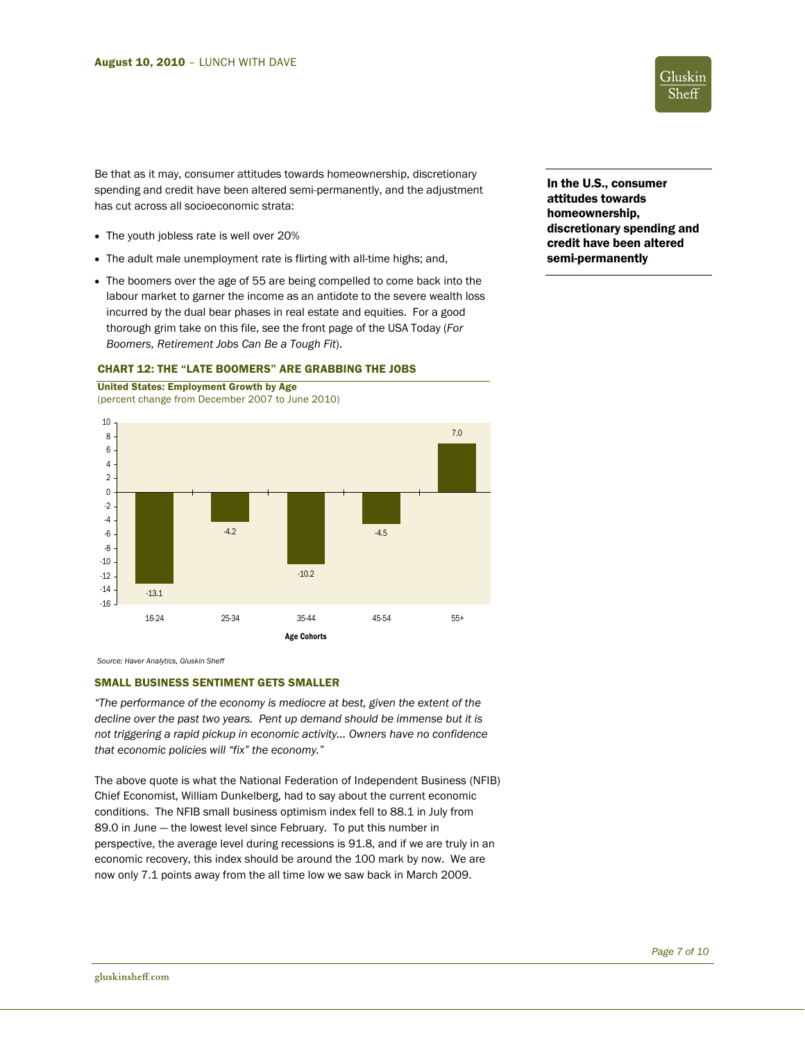Be that as it may, consumer attitudes towards homeownership, discretionary spending and credit have been altered semi-permanently, and the adjustment has cut across all socioeconomic strata:

- The youth jobless rate is well over 20%
- The adult male unemployment rate is flirting with all-time highs; and,
- The boomers over the age of 55 are being compelled to come back into the labour market to garner the income as an antidote to the severe wealth loss incurred by the dual bear phases in real estate and equities. For a good thorough grim take on this file, see the front page of the USA Today (*For Boomers, Retirement Jobs Can Be a Tough Fit*).

**In the U.S., consumer attitudes towards homeownership, discretionary spending and credit have been altered semi-permanently**

### CHART 12: THE "LATE BOOMERS" ARE GRABBING THE JOBS

**United States: Employment Growth by Age**
(percent change from December 2007 to June 2010)

| Age Cohorts | Percent change |
|---|---|
| 16-24 | -13.1 |
| 25-34 | -4.2 |
| 35-44 | -10.2 |
| 45-54 | -4.5 |
| 55+ | 7.0 |

*Source: Haver Analytics, Gluskin Sheff*

### SMALL BUSINESS SENTIMENT GETS SMALLER

*"The performance of the economy is mediocre at best, given the extent of the decline over the past two years. Pent up demand should be immense but it is not triggering a rapid pickup in economic activity… Owners have no confidence that economic policies will "fix" the economy."*

The above quote is what the National Federation of Independent Business (NFIB) Chief Economist, William Dunkelberg, had to say about the current economic conditions. The NFIB small business optimism index fell to 88.1 in July from 89.0 in June — the lowest level since February. To put this number in perspective, the average level during recessions is 91.8, and if we are truly in an economic recovery, this index should be around the 100 mark by now. We are now only 7.1 points away from the all time low we saw back in March 2009.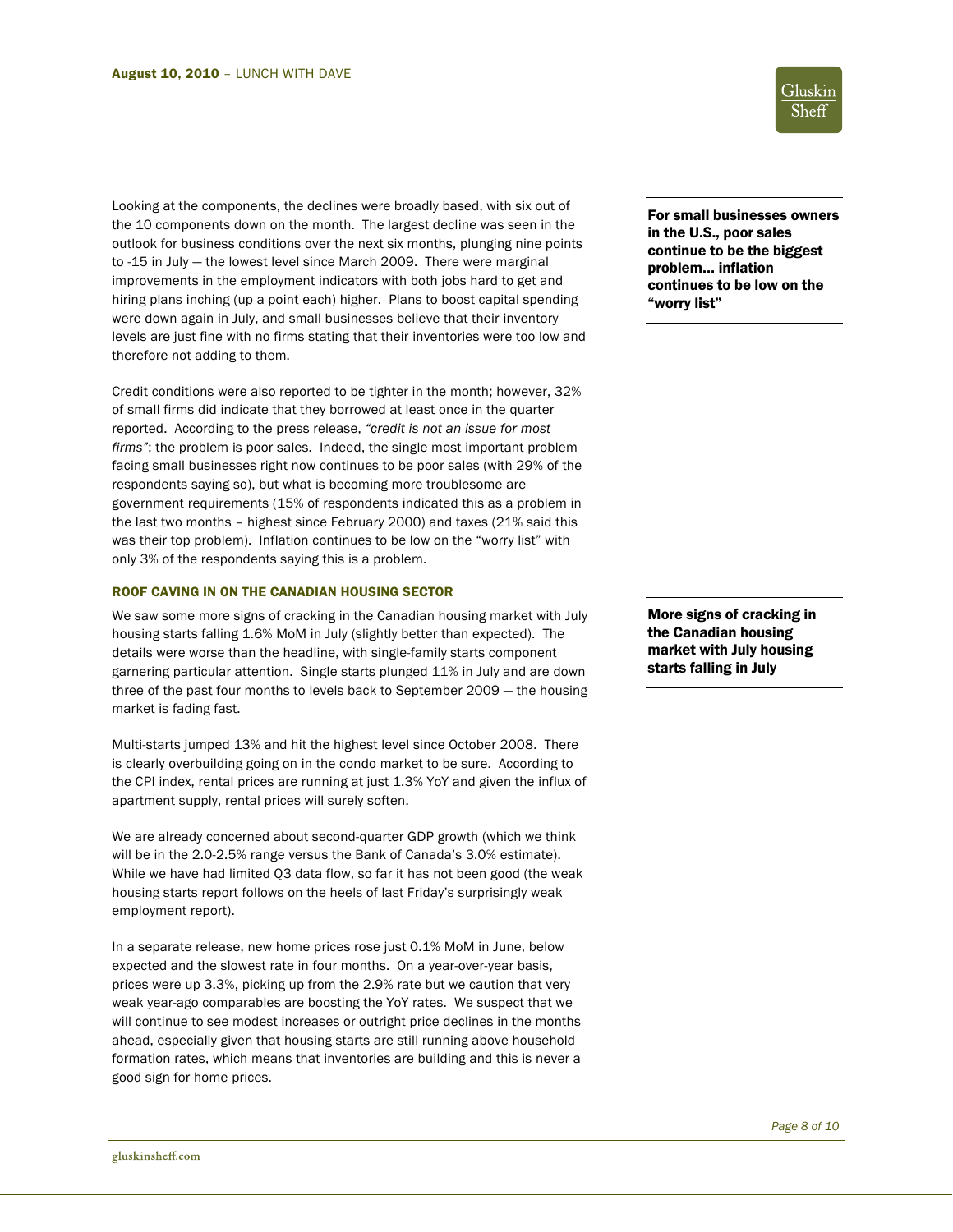Looking at the components, the declines were broadly based, with six out of the 10 components down on the month. The largest decline was seen in the outlook for business conditions over the next six months, plunging nine points to -15 in July — the lowest level since March 2009. There were marginal improvements in the employment indicators with both jobs hard to get and hiring plans inching (up a point each) higher. Plans to boost capital spending were down again in July, and small businesses believe that their inventory levels are just fine with no firms stating that their inventories were too low and therefore not adding to them.

**For small businesses owners in the U.S., poor sales continue to be the biggest problem… inflation continues to be low on the "worry list"**

Credit conditions were also reported to be tighter in the month; however, 32% of small firms did indicate that they borrowed at least once in the quarter reported. According to the press release, *"credit is not an issue for most firms"*; the problem is poor sales. Indeed, the single most important problem facing small businesses right now continues to be poor sales (with 29% of the respondents saying so), but what is becoming more troublesome are government requirements (15% of respondents indicated this as a problem in the last two months – highest since February 2000) and taxes (21% said this was their top problem). Inflation continues to be low on the "worry list" with only 3% of the respondents saying this is a problem.

### ROOF CAVING IN ON THE CANADIAN HOUSING SECTOR

**More signs of cracking in the Canadian housing market with July housing starts falling in July**

We saw some more signs of cracking in the Canadian housing market with July housing starts falling 1.6% MoM in July (slightly better than expected). The details were worse than the headline, with single-family starts component garnering particular attention. Single starts plunged 11% in July and are down three of the past four months to levels back to September 2009 — the housing market is fading fast.

Multi-starts jumped 13% and hit the highest level since October 2008. There is clearly overbuilding going on in the condo market to be sure. According to the CPI index, rental prices are running at just 1.3% YoY and given the influx of apartment supply, rental prices will surely soften.

We are already concerned about second-quarter GDP growth (which we think will be in the 2.0-2.5% range versus the Bank of Canada's 3.0% estimate). While we have had limited Q3 data flow, so far it has not been good (the weak housing starts report follows on the heels of last Friday's surprisingly weak employment report).

In a separate release, new home prices rose just 0.1% MoM in June, below expected and the slowest rate in four months. On a year-over-year basis, prices were up 3.3%, picking up from the 2.9% rate but we caution that very weak year-ago comparables are boosting the YoY rates. We suspect that we will continue to see modest increases or outright price declines in the months ahead, especially given that housing starts are still running above household formation rates, which means that inventories are building and this is never a good sign for home prices.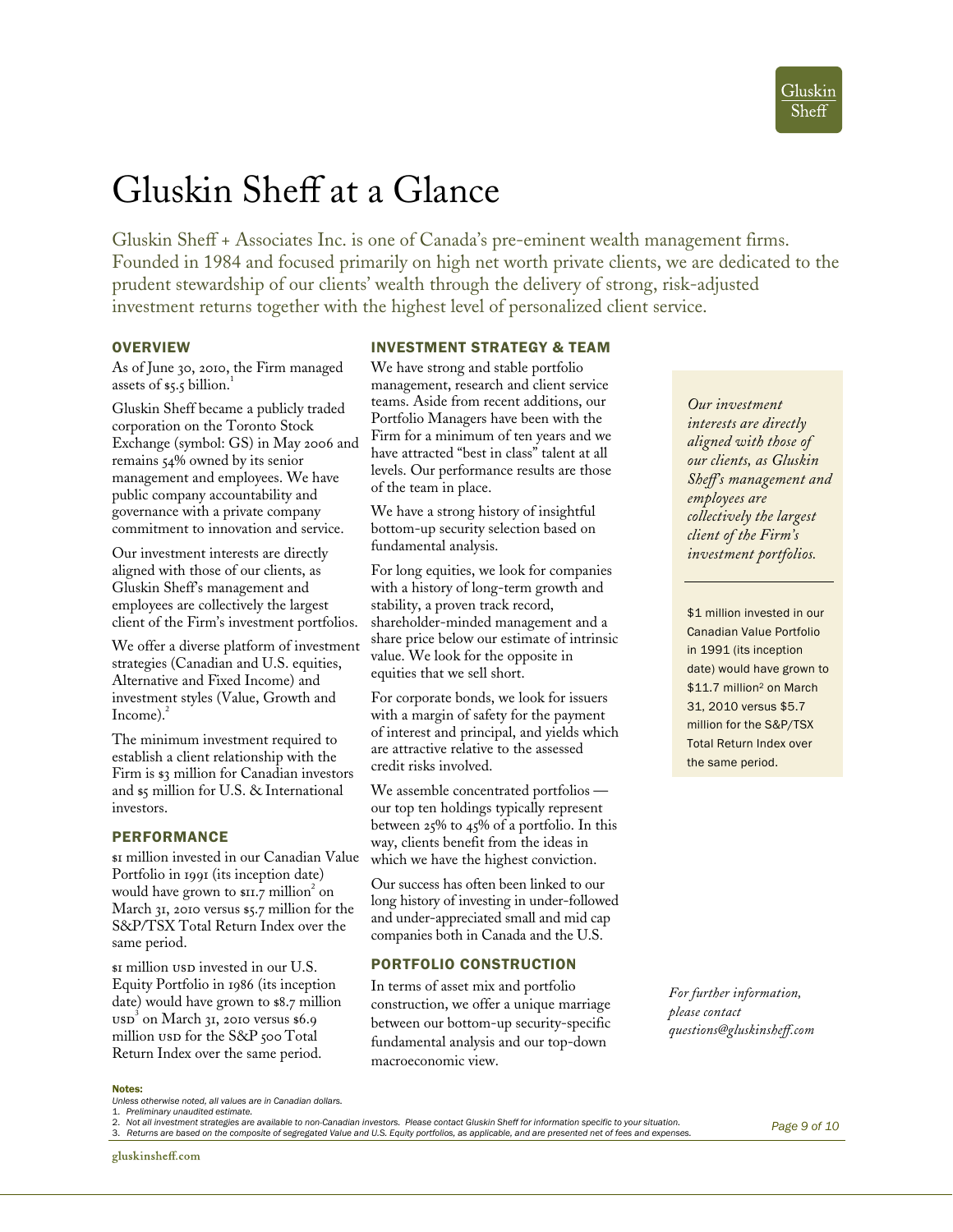# Gluskin Sheff at a Glance

Gluskin Sheff + Associates Inc. is one of Canada's pre-eminent wealth management firms. Founded in 1984 and focused primarily on high net worth private clients, we are dedicated to the prudent stewardship of our clients' wealth through the delivery of strong, risk-adjusted investment returns together with the highest level of personalized client service.

## OVERVIEW

As of June 30, 2010, the Firm managed assets of $5.5 billion.[1]

Gluskin Sheff became a publicly traded corporation on the Toronto Stock Exchange (symbol: GS) in May 2006 and remains 54% owned by its senior management and employees. We have public company accountability and governance with a private company commitment to innovation and service.

Our investment interests are directly aligned with those of our clients, as Gluskin Sheff's management and employees are collectively the largest client of the Firm's investment portfolios.

We offer a diverse platform of investment strategies (Canadian and U.S. equities, Alternative and Fixed Income) and investment styles (Value, Growth and Income).[2]

The minimum investment required to establish a client relationship with the Firm is $3 million for Canadian investors and $5 million for U.S. & International investors.

## PERFORMANCE

$1 million invested in our Canadian Value Portfolio in 1991 (its inception date) would have grown to $11.7 million[2] on March 31, 2010 versus $5.7 million for the S&P/TSX Total Return Index over the same period.

$1 million USD invested in our U.S. Equity Portfolio in 1986 (its inception date) would have grown to $8.7 million USD[3] on March 31, 2010 versus $6.9 million USD for the S&P 500 Total Return Index over the same period.

## INVESTMENT STRATEGY & TEAM

We have strong and stable portfolio management, research and client service teams. Aside from recent additions, our Portfolio Managers have been with the Firm for a minimum of ten years and we have attracted "best in class" talent at all levels. Our performance results are those of the team in place.

We have a strong history of insightful bottom-up security selection based on fundamental analysis.

For long equities, we look for companies with a history of long-term growth and stability, a proven track record, shareholder-minded management and a share price below our estimate of intrinsic value. We look for the opposite in equities that we sell short.

For corporate bonds, we look for issuers with a margin of safety for the payment of interest and principal, and yields which are attractive relative to the assessed credit risks involved.

We assemble concentrated portfolios — our top ten holdings typically represent between 25% to 45% of a portfolio. In this way, clients benefit from the ideas in which we have the highest conviction.

Our success has often been linked to our long history of investing in under-followed and under-appreciated small and mid cap companies both in Canada and the U.S.

## PORTFOLIO CONSTRUCTION

In terms of asset mix and portfolio construction, we offer a unique marriage between our bottom-up security-specific fundamental analysis and our top-down macroeconomic view.

*Our investment interests are directly aligned with those of our clients, as Gluskin Sheff's management and employees are collectively the largest client of the Firm's investment portfolios.*

$1 million invested in our Canadian Value Portfolio in 1991 (its inception date) would have grown to $11.7 million[2] on March 31, 2010 versus $5.7 million for the S&P/TSX Total Return Index over the same period.

*For further information, please contact questions@gluskinsheff.com*

**Notes:**

*Unless otherwise noted, all values are in Canadian dollars.*

1. *Preliminary unaudited estimate.*
2. *Not all investment strategies are available to non-Canadian investors. Please contact Gluskin Sheff for information specific to your situation.*
3. *Returns are based on the composite of segregated Value and U.S. Equity portfolios, as applicable, and are presented net of fees and expenses.*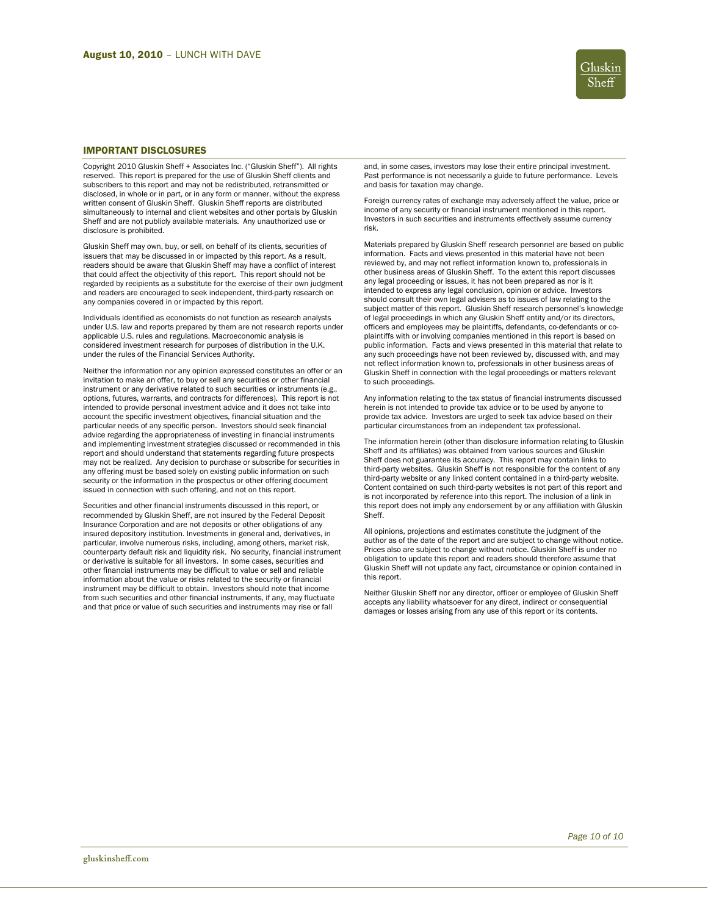## IMPORTANT DISCLOSURES

Copyright 2010 Gluskin Sheff + Associates Inc. ("Gluskin Sheff"). All rights reserved. This report is prepared for the use of Gluskin Sheff clients and subscribers to this report and may not be redistributed, retransmitted or disclosed, in whole or in part, or in any form or manner, without the express written consent of Gluskin Sheff. Gluskin Sheff reports are distributed simultaneously to internal and client websites and other portals by Gluskin Sheff and are not publicly available materials. Any unauthorized use or disclosure is prohibited.

Gluskin Sheff may own, buy, or sell, on behalf of its clients, securities of issuers that may be discussed in or impacted by this report. As a result, readers should be aware that Gluskin Sheff may have a conflict of interest that could affect the objectivity of this report. This report should not be regarded by recipients as a substitute for the exercise of their own judgment and readers are encouraged to seek independent, third-party research on any companies covered in or impacted by this report.

Individuals identified as economists do not function as research analysts under U.S. law and reports prepared by them are not research reports under applicable U.S. rules and regulations. Macroeconomic analysis is considered investment research for purposes of distribution in the U.K. under the rules of the Financial Services Authority.

Neither the information nor any opinion expressed constitutes an offer or an invitation to make an offer, to buy or sell any securities or other financial instrument or any derivative related to such securities or instruments (e.g., options, futures, warrants, and contracts for differences). This report is not intended to provide personal investment advice and it does not take into account the specific investment objectives, financial situation and the particular needs of any specific person. Investors should seek financial advice regarding the appropriateness of investing in financial instruments and implementing investment strategies discussed or recommended in this report and should understand that statements regarding future prospects may not be realized. Any decision to purchase or subscribe for securities in any offering must be based solely on existing public information on such security or the information in the prospectus or other offering document issued in connection with such offering, and not on this report.

Securities and other financial instruments discussed in this report, or recommended by Gluskin Sheff, are not insured by the Federal Deposit Insurance Corporation and are not deposits or other obligations of any insured depository institution. Investments in general and, derivatives, in particular, involve numerous risks, including, among others, market risk, counterparty default risk and liquidity risk. No security, financial instrument or derivative is suitable for all investors. In some cases, securities and other financial instruments may be difficult to value or sell and reliable information about the value or risks related to the security or financial instrument may be difficult to obtain. Investors should note that income from such securities and other financial instruments, if any, may fluctuate and that price or value of such securities and instruments may rise or fall and, in some cases, investors may lose their entire principal investment. Past performance is not necessarily a guide to future performance. Levels and basis for taxation may change.

Foreign currency rates of exchange may adversely affect the value, price or income of any security or financial instrument mentioned in this report. Investors in such securities and instruments effectively assume currency risk.

Materials prepared by Gluskin Sheff research personnel are based on public information. Facts and views presented in this material have not been reviewed by, and may not reflect information known to, professionals in other business areas of Gluskin Sheff. To the extent this report discusses any legal proceeding or issues, it has not been prepared as nor is it intended to express any legal conclusion, opinion or advice. Investors should consult their own legal advisers as to issues of law relating to the subject matter of this report. Gluskin Sheff research personnel's knowledge of legal proceedings in which any Gluskin Sheff entity and/or its directors, officers and employees may be plaintiffs, defendants, co-defendants or co-plaintiffs with or involving companies mentioned in this report is based on public information. Facts and views presented in this material that relate to any such proceedings have not been reviewed by, discussed with, and may not reflect information known to, professionals in other business areas of Gluskin Sheff in connection with the legal proceedings or matters relevant to such proceedings.

Any information relating to the tax status of financial instruments discussed herein is not intended to provide tax advice or to be used by anyone to provide tax advice. Investors are urged to seek tax advice based on their particular circumstances from an independent tax professional.

The information herein (other than disclosure information relating to Gluskin Sheff and its affiliates) was obtained from various sources and Gluskin Sheff does not guarantee its accuracy. This report may contain links to third-party websites. Gluskin Sheff is not responsible for the content of any third-party website or any linked content contained in a third-party website. Content contained on such third-party websites is not part of this report and is not incorporated by reference into this report. The inclusion of a link in this report does not imply any endorsement by or any affiliation with Gluskin Sheff.

All opinions, projections and estimates constitute the judgment of the author as of the date of the report and are subject to change without notice. Prices also are subject to change without notice. Gluskin Sheff is under no obligation to update this report and readers should therefore assume that Gluskin Sheff will not update any fact, circumstance or opinion contained in this report.

Neither Gluskin Sheff nor any director, officer or employee of Gluskin Sheff accepts any liability whatsoever for any direct, indirect or consequential damages or losses arising from any use of this report or its contents.